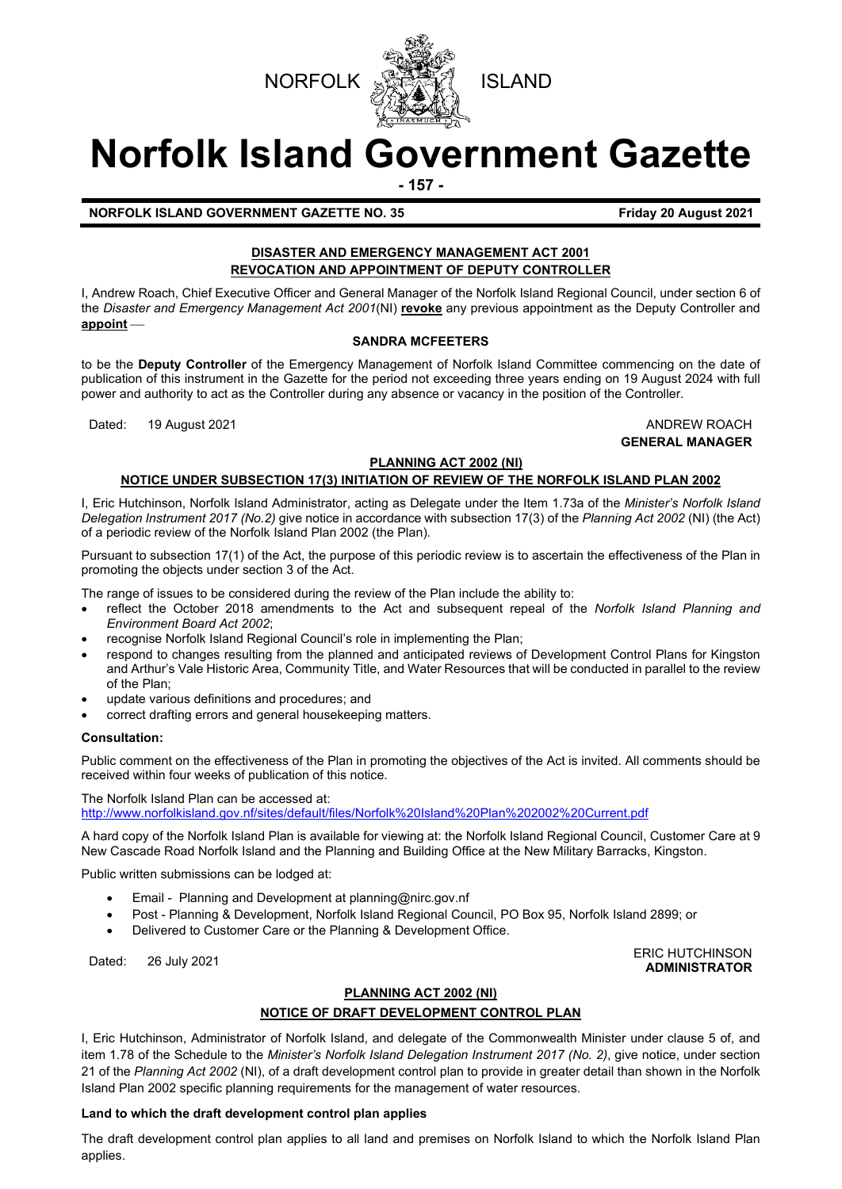NORFOLK ISLAND

# Norfolk Island Government Gazette

**NORFOLK ISLAND GOVERNMENT GAZETTE NO. 35** **Friday 20 August 2021**

## DISASTER AND EMERGENCY MANAGEMENT ACT 2001
## REVOCATION AND APPOINTMENT OF DEPUTY CONTROLLER

I, Andrew Roach, Chief Executive Officer and General Manager of the Norfolk Island Regional Council, under section 6 of the *Disaster and Emergency Management Act 2001*(NI) **revoke** any previous appointment as the Deputy Controller and **appoint** —

**SANDRA MCFEETERS**

to be the **Deputy Controller** of the Emergency Management of Norfolk Island Committee commencing on the date of publication of this instrument in the Gazette for the period not exceeding three years ending on 19 August 2024 with full power and authority to act as the Controller during any absence or vacancy in the position of the Controller.

Dated: 19 August 2021

ANDREW ROACH
**GENERAL MANAGER**

## PLANNING ACT 2002 (NI)
## NOTICE UNDER SUBSECTION 17(3) INITIATION OF REVIEW OF THE NORFOLK ISLAND PLAN 2002

I, Eric Hutchinson, Norfolk Island Administrator, acting as Delegate under the Item 1.73a of the *Minister's Norfolk Island Delegation Instrument 2017 (No.2)* give notice in accordance with subsection 17(3) of the *Planning Act 2002* (NI) (the Act) of a periodic review of the Norfolk Island Plan 2002 (the Plan).

Pursuant to subsection 17(1) of the Act, the purpose of this periodic review is to ascertain the effectiveness of the Plan in promoting the objects under section 3 of the Act.

The range of issues to be considered during the review of the Plan include the ability to:

- reflect the October 2018 amendments to the Act and subsequent repeal of the *Norfolk Island Planning and Environment Board Act 2002*;
- recognise Norfolk Island Regional Council's role in implementing the Plan;
- respond to changes resulting from the planned and anticipated reviews of Development Control Plans for Kingston and Arthur's Vale Historic Area, Community Title, and Water Resources that will be conducted in parallel to the review of the Plan;
- update various definitions and procedures; and
- correct drafting errors and general housekeeping matters.

**Consultation:**

Public comment on the effectiveness of the Plan in promoting the objectives of the Act is invited. All comments should be received within four weeks of publication of this notice.

The Norfolk Island Plan can be accessed at:
http://www.norfolkisland.gov.nf/sites/default/files/Norfolk%20Island%20Plan%202002%20Current.pdf

A hard copy of the Norfolk Island Plan is available for viewing at: the Norfolk Island Regional Council, Customer Care at 9 New Cascade Road Norfolk Island and the Planning and Building Office at the New Military Barracks, Kingston.

Public written submissions can be lodged at:

- Email - Planning and Development at planning@nirc.gov.nf
- Post - Planning & Development, Norfolk Island Regional Council, PO Box 95, Norfolk Island 2899; or
- Delivered to Customer Care or the Planning & Development Office.

Dated: 26 July 2021

ERIC HUTCHINSON
**ADMINISTRATOR**

## PLANNING ACT 2002 (NI)
## NOTICE OF DRAFT DEVELOPMENT CONTROL PLAN

I, Eric Hutchinson, Administrator of Norfolk Island, and delegate of the Commonwealth Minister under clause 5 of, and item 1.78 of the Schedule to the *Minister's Norfolk Island Delegation Instrument 2017 (No. 2)*, give notice, under section 21 of the *Planning Act 2002* (NI), of a draft development control plan to provide in greater detail than shown in the Norfolk Island Plan 2002 specific planning requirements for the management of water resources.

**Land to which the draft development control plan applies**

The draft development control plan applies to all land and premises on Norfolk Island to which the Norfolk Island Plan applies.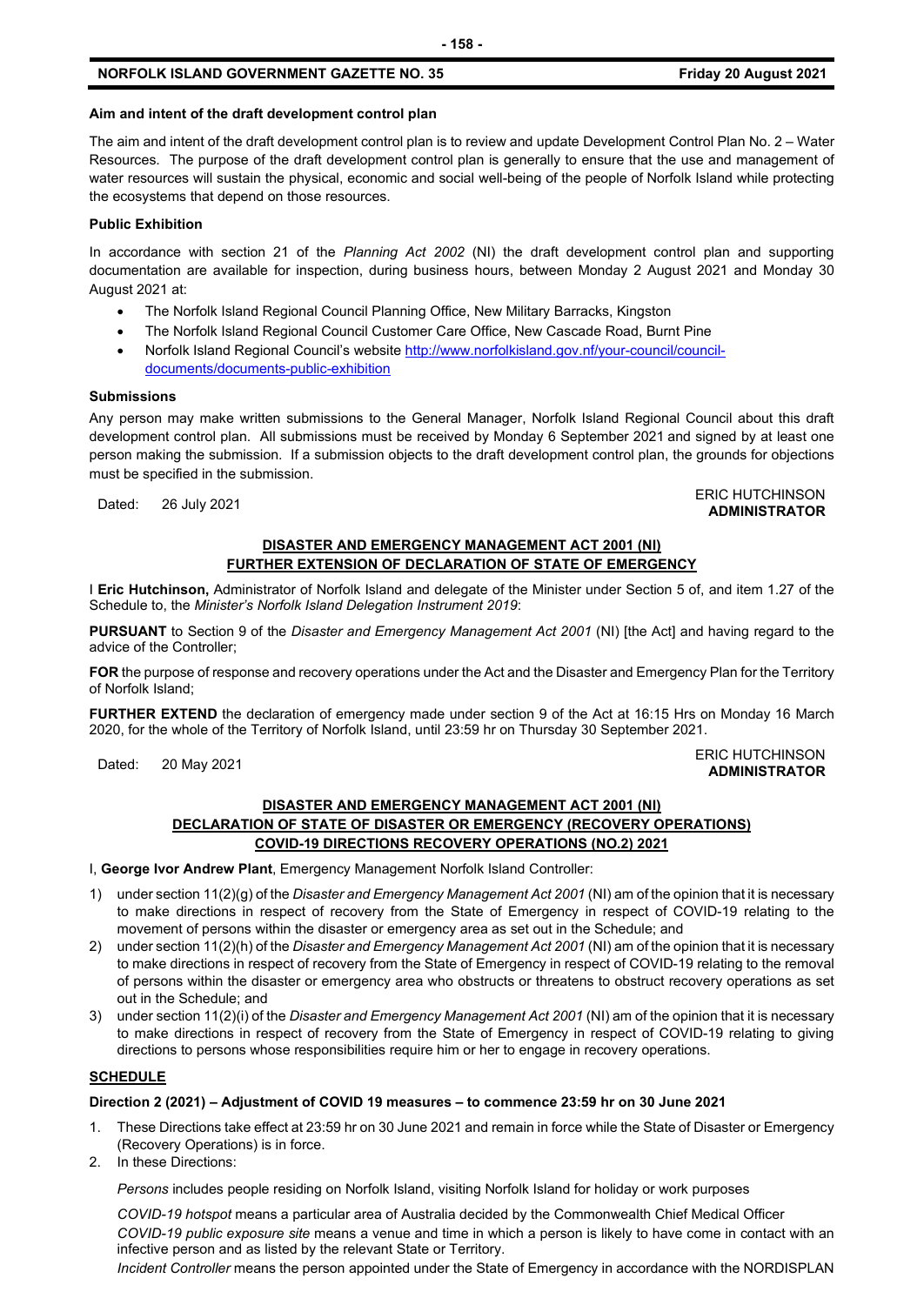**Aim and intent of the draft development control plan**

The aim and intent of the draft development control plan is to review and update Development Control Plan No. 2 – Water Resources. The purpose of the draft development control plan is generally to ensure that the use and management of water resources will sustain the physical, economic and social well-being of the people of Norfolk Island while protecting the ecosystems that depend on those resources.

**Public Exhibition**

In accordance with section 21 of the *Planning Act 2002* (NI) the draft development control plan and supporting documentation are available for inspection, during business hours, between Monday 2 August 2021 and Monday 30 August 2021 at:

- The Norfolk Island Regional Council Planning Office, New Military Barracks, Kingston
- The Norfolk Island Regional Council Customer Care Office, New Cascade Road, Burnt Pine
- Norfolk Island Regional Council's website http://www.norfolkisland.gov.nf/your-council/council-documents/documents-public-exhibition

**Submissions**

Any person may make written submissions to the General Manager, Norfolk Island Regional Council about this draft development control plan. All submissions must be received by Monday 6 September 2021 and signed by at least one person making the submission. If a submission objects to the draft development control plan, the grounds for objections must be specified in the submission.

Dated: 26 July 2021

ERIC HUTCHINSON
**ADMINISTRATOR**

**DISASTER AND EMERGENCY MANAGEMENT ACT 2001 (NI)**
**FURTHER EXTENSION OF DECLARATION OF STATE OF EMERGENCY**

I **Eric Hutchinson,** Administrator of Norfolk Island and delegate of the Minister under Section 5 of, and item 1.27 of the Schedule to, the *Minister's Norfolk Island Delegation Instrument 2019*:

**PURSUANT** to Section 9 of the *Disaster and Emergency Management Act 2001* (NI) [the Act] and having regard to the advice of the Controller;

**FOR** the purpose of response and recovery operations under the Act and the Disaster and Emergency Plan for the Territory of Norfolk Island;

**FURTHER EXTEND** the declaration of emergency made under section 9 of the Act at 16:15 Hrs on Monday 16 March 2020, for the whole of the Territory of Norfolk Island, until 23:59 hr on Thursday 30 September 2021.

Dated: 20 May 2021

ERIC HUTCHINSON
**ADMINISTRATOR**

**DISASTER AND EMERGENCY MANAGEMENT ACT 2001 (NI)**
**DECLARATION OF STATE OF DISASTER OR EMERGENCY (RECOVERY OPERATIONS)**
**COVID-19 DIRECTIONS RECOVERY OPERATIONS (NO.2) 2021**

I, **George Ivor Andrew Plant**, Emergency Management Norfolk Island Controller:

1) under section 11(2)(g) of the *Disaster and Emergency Management Act 2001* (NI) am of the opinion that it is necessary to make directions in respect of recovery from the State of Emergency in respect of COVID-19 relating to the movement of persons within the disaster or emergency area as set out in the Schedule; and
2) under section 11(2)(h) of the *Disaster and Emergency Management Act 2001* (NI) am of the opinion that it is necessary to make directions in respect of recovery from the State of Emergency in respect of COVID-19 relating to the removal of persons within the disaster or emergency area who obstructs or threatens to obstruct recovery operations as set out in the Schedule; and
3) under section 11(2)(i) of the *Disaster and Emergency Management Act 2001* (NI) am of the opinion that it is necessary to make directions in respect of recovery from the State of Emergency in respect of COVID-19 relating to giving directions to persons whose responsibilities require him or her to engage in recovery operations.

**SCHEDULE**

**Direction 2 (2021) – Adjustment of COVID 19 measures – to commence 23:59 hr on 30 June 2021**

1. These Directions take effect at 23:59 hr on 30 June 2021 and remain in force while the State of Disaster or Emergency (Recovery Operations) is in force.
2. In these Directions:

   *Persons* includes people residing on Norfolk Island, visiting Norfolk Island for holiday or work purposes

   *COVID-19 hotspot* means a particular area of Australia decided by the Commonwealth Chief Medical Officer

   *COVID-19 public exposure site* means a venue and time in which a person is likely to have come in contact with an infective person and as listed by the relevant State or Territory.

   *Incident Controller* means the person appointed under the State of Emergency in accordance with the NORDISPLAN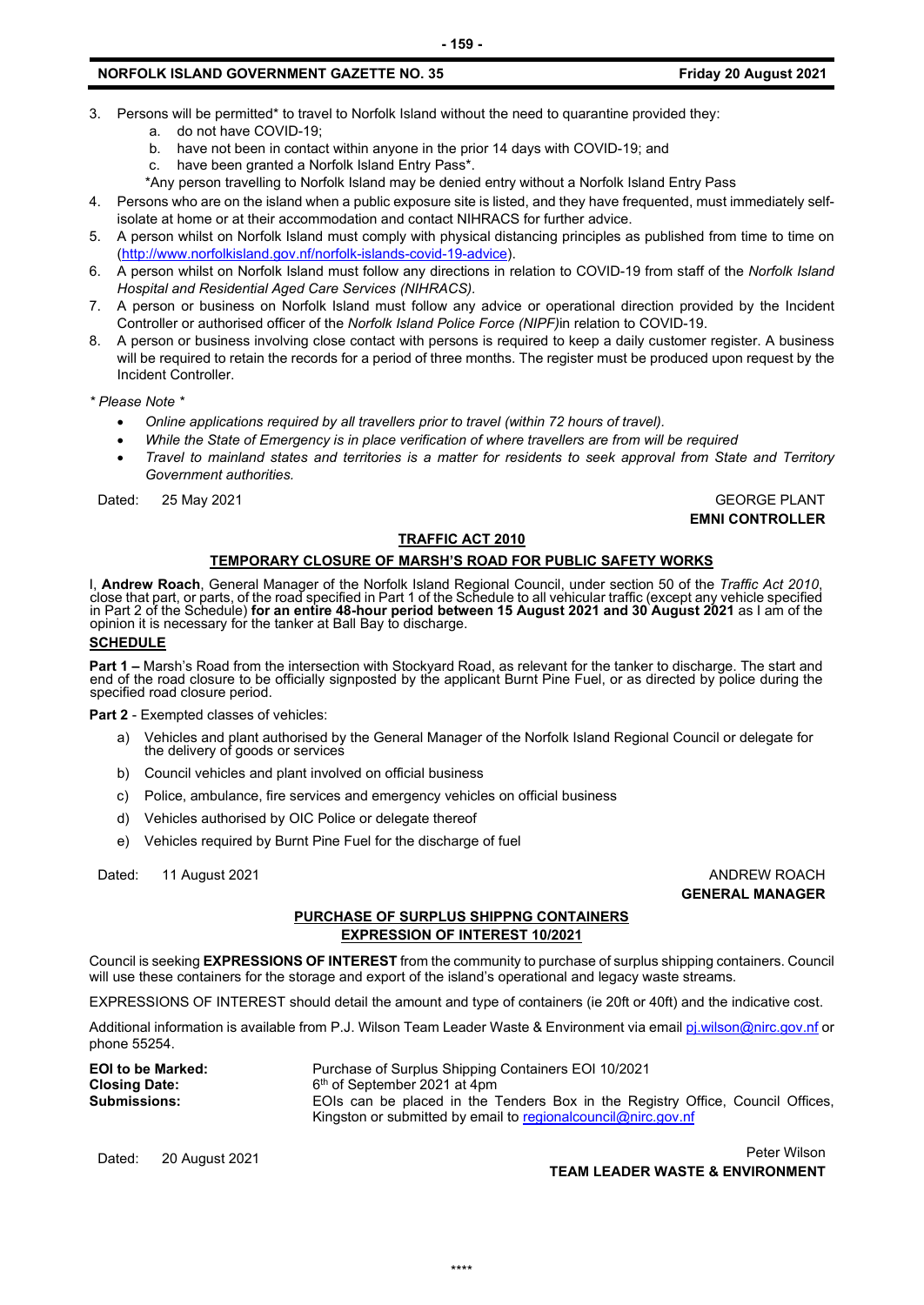3. Persons will be permitted* to travel to Norfolk Island without the need to quarantine provided they:
   a. do not have COVID-19;
   b. have not been in contact within anyone in the prior 14 days with COVID-19; and
   c. have been granted a Norfolk Island Entry Pass*.

   *Any person travelling to Norfolk Island may be denied entry without a Norfolk Island Entry Pass
4. Persons who are on the island when a public exposure site is listed, and they have frequented, must immediately self-isolate at home or at their accommodation and contact NIHRACS for further advice.
5. A person whilst on Norfolk Island must comply with physical distancing principles as published from time to time on (http://www.norfolkisland.gov.nf/norfolk-islands-covid-19-advice).
6. A person whilst on Norfolk Island must follow any directions in relation to COVID-19 from staff of the *Norfolk Island Hospital and Residential Aged Care Services (NIHRACS).*
7. A person or business on Norfolk Island must follow any advice or operational direction provided by the Incident Controller or authorised officer of the *Norfolk Island Police Force (NIPF)*in relation to COVID-19.
8. A person or business involving close contact with persons is required to keep a daily customer register. A business will be required to retain the records for a period of three months. The register must be produced upon request by the Incident Controller.

*\* Please Note \**

- *Online applications required by all travellers prior to travel (within 72 hours of travel).*
- *While the State of Emergency is in place verification of where travellers are from will be required*
- *Travel to mainland states and territories is a matter for residents to seek approval from State and Territory Government authorities.*

Dated: 25 May 2021

GEORGE PLANT
**EMNI CONTROLLER**

## TRAFFIC ACT 2010

### TEMPORARY CLOSURE OF MARSH'S ROAD FOR PUBLIC SAFETY WORKS

I, **Andrew Roach**, General Manager of the Norfolk Island Regional Council, under section 50 of the *Traffic Act 2010*, close that part, or parts, of the road specified in Part 1 of the Schedule to all vehicular traffic (except any vehicle specified in Part 2 of the Schedule) **for an entire 48-hour period between 15 August 2021 and 30 August 2021** as I am of the opinion it is necessary for the tanker at Ball Bay to discharge.

**SCHEDULE**

**Part 1 –** Marsh's Road from the intersection with Stockyard Road, as relevant for the tanker to discharge. The start and end of the road closure to be officially signposted by the applicant Burnt Pine Fuel, or as directed by police during the specified road closure period.

**Part 2** - Exempted classes of vehicles:

a) Vehicles and plant authorised by the General Manager of the Norfolk Island Regional Council or delegate for the delivery of goods or services
b) Council vehicles and plant involved on official business
c) Police, ambulance, fire services and emergency vehicles on official business
d) Vehicles authorised by OIC Police or delegate thereof
e) Vehicles required by Burnt Pine Fuel for the discharge of fuel

Dated: 11 August 2021

ANDREW ROACH
**GENERAL MANAGER**

## PURCHASE OF SURPLUS SHIPPNG CONTAINERS
## EXPRESSION OF INTEREST 10/2021

Council is seeking **EXPRESSIONS OF INTEREST** from the community to purchase of surplus shipping containers. Council will use these containers for the storage and export of the island's operational and legacy waste streams.

EXPRESSIONS OF INTEREST should detail the amount and type of containers (ie 20ft or 40ft) and the indicative cost.

Additional information is available from P.J. Wilson Team Leader Waste & Environment via email pj.wilson@nirc.gov.nf or phone 55254.

| | |
|---|---|
| **EOI to be Marked:** | Purchase of Surplus Shipping Containers EOI 10/2021 |
| **Closing Date:** | 6th of September 2021 at 4pm |
| **Submissions:** | EOIs can be placed in the Tenders Box in the Registry Office, Council Offices, Kingston or submitted by email to regionalcouncil@nirc.gov.nf |

Dated: 20 August 2021

Peter Wilson
**TEAM LEADER WASTE & ENVIRONMENT**

\*\*\*\*